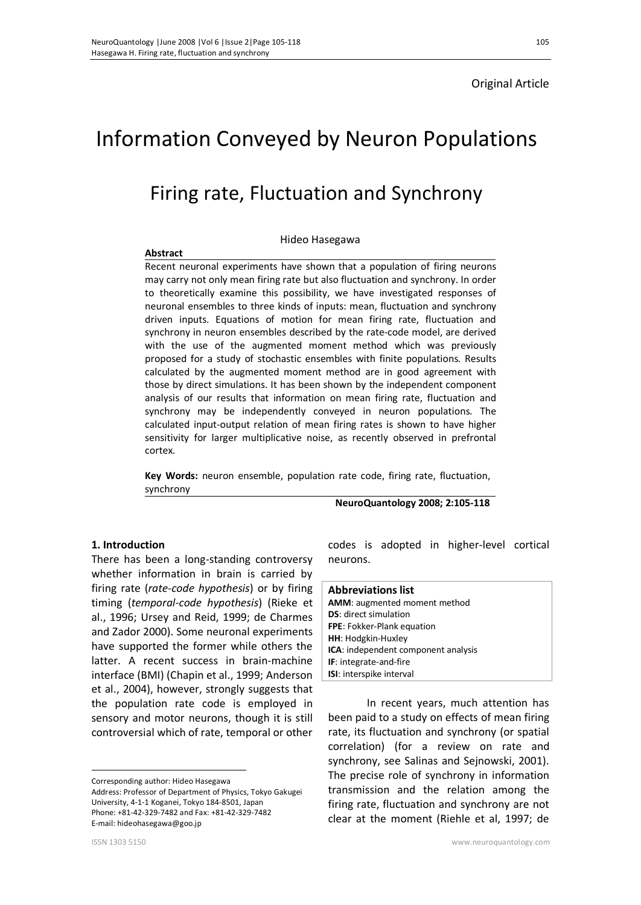Original Article

# Information Conveyed by Neuron Populations

## Firing rate, Fluctuation and Synchrony

Hideo Hasegawa

**Abstract**

Recent neuronal experiments have shown that a population of firing neurons may carry not only mean firing rate but also fluctuation and synchrony. In order to theoretically examine this possibility, we have investigated responses of neuronal ensembles to three kinds of inputs: mean, fluctuation and synchrony driven inputs. Equations of motion for mean firing rate, fluctuation and synchrony in neuron ensembles described by the rate-code model, are derived with the use of the augmented moment method which was previously proposed for a study of stochastic ensembles with finite populations. Results calculated by the augmented moment method are in good agreement with those by direct simulations. It has been shown by the independent component analysis of our results that information on mean firing rate, fluctuation and synchrony may be independently conveyed in neuron populations. The calculated input-output relation of mean firing rates is shown to have higher sensitivity for larger multiplicative noise, as recently observed in prefrontal cortex.

**Key Words:** neuron ensemble, population rate code, firing rate, fluctuation, synchrony

**NeuroQuantology 2008; 2:105-118**

### 1. Introduction

There has been a long-standing controversy whether information in brain is carried by firing rate (*rate-code hypothesis*) or by firing timing (*temporal-code hypothesis*) (Rieke et al., 1996; Ursey and Reid, 1999; de Charmes and Zador 2000). Some neuronal experiments have supported the former while others the latter. A recent success in brain-machine interface (BMI) (Chapin et al., 1999; Anderson et al., 2004), however, strongly suggests that the population rate code is employed in sensory and motor neurons, though it is still controversial which of rate, temporal or other codes is adopted in higher-level cortical neurons.

**Abbreviations list**
**AMM**: augmented moment method
**DS**: direct simulation
**FPE**: Fokker-Plank equation
**HH**: Hodgkin-Huxley
**ICA**: independent component analysis
**IF**: integrate-and-fire
**ISI**: interspike interval

In recent years, much attention has been paid to a study on effects of mean firing rate, its fluctuation and synchrony (or spatial correlation) (for a review on rate and synchrony, see Salinas and Sejnowski, 2001). The precise role of synchrony in information transmission and the relation among the firing rate, fluctuation and synchrony are not clear at the moment (Riehle et al, 1997; de

Corresponding author: Hideo Hasegawa
Address: Professor of Department of Physics, Tokyo Gakugei University, 4-1-1 Koganei, Tokyo 184-8501, Japan
Phone: +81-42-329-7482 and Fax: +81-42-329-7482
E-mail: hideohasegawa@goo.jp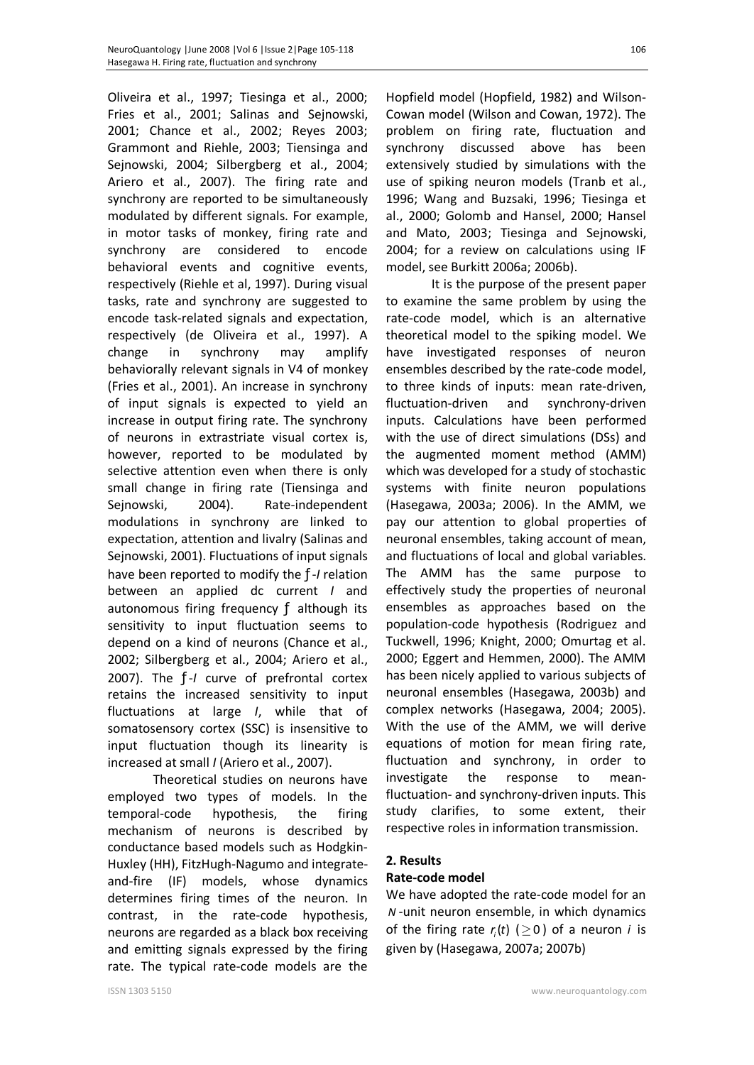Oliveira et al., 1997; Tiesinga et al., 2000; Fries et al., 2001; Salinas and Sejnowski, 2001; Chance et al., 2002; Reyes 2003; Grammont and Riehle, 2003; Tiensinga and Sejnowski, 2004; Silbergberg et al., 2004; Ariero et al., 2007). The firing rate and synchrony are reported to be simultaneously modulated by different signals. For example, in motor tasks of monkey, firing rate and synchrony are considered to encode behavioral events and cognitive events, respectively (Riehle et al, 1997). During visual tasks, rate and synchrony are suggested to encode task-related signals and expectation, respectively (de Oliveira et al., 1997). A change in synchrony may amplify behaviorally relevant signals in V4 of monkey (Fries et al., 2001). An increase in synchrony of input signals is expected to yield an increase in output firing rate. The synchrony of neurons in extrastriate visual cortex is, however, reported to be modulated by selective attention even when there is only small change in firing rate (Tiensinga and Sejnowski, 2004). Rate-independent modulations in synchrony are linked to expectation, attention and livalry (Salinas and Sejnowski, 2001). Fluctuations of input signals have been reported to modify the $f$-$I$ relation between an applied dc current $I$ and autonomous firing frequency $f$ although its sensitivity to input fluctuation seems to depend on a kind of neurons (Chance et al., 2002; Silbergberg et al., 2004; Ariero et al., 2007). The $f$-$I$ curve of prefrontal cortex retains the increased sensitivity to input fluctuations at large $I$, while that of somatosensory cortex (SSC) is insensitive to input fluctuation though its linearity is increased at small $I$ (Ariero et al., 2007).

Theoretical studies on neurons have employed two types of models. In the temporal-code hypothesis, the firing mechanism of neurons is described by conductance based models such as Hodgkin-Huxley (HH), FitzHugh-Nagumo and integrate-and-fire (IF) models, whose dynamics determines firing times of the neuron. In contrast, in the rate-code hypothesis, neurons are regarded as a black box receiving and emitting signals expressed by the firing rate. The typical rate-code models are the Hopfield model (Hopfield, 1982) and Wilson-Cowan model (Wilson and Cowan, 1972). The problem on firing rate, fluctuation and synchrony discussed above has been extensively studied by simulations with the use of spiking neuron models (Tranb et al., 1996; Wang and Buzsaki, 1996; Tiesinga et al., 2000; Golomb and Hansel, 2000; Hansel and Mato, 2003; Tiesinga and Sejnowski, 2004; for a review on calculations using IF model, see Burkitt 2006a; 2006b).

It is the purpose of the present paper to examine the same problem by using the rate-code model, which is an alternative theoretical model to the spiking model. We have investigated responses of neuron ensembles described by the rate-code model, to three kinds of inputs: mean rate-driven, fluctuation-driven and synchrony-driven inputs. Calculations have been performed with the use of direct simulations (DSs) and the augmented moment method (AMM) which was developed for a study of stochastic systems with finite neuron populations (Hasegawa, 2003a; 2006). In the AMM, we pay our attention to global properties of neuronal ensembles, taking account of mean, and fluctuations of local and global variables. The AMM has the same purpose to effectively study the properties of neuronal ensembles as approaches based on the population-code hypothesis (Rodriguez and Tuckwell, 1996; Knight, 2000; Omurtag et al. 2000; Eggert and Hemmen, 2000). The AMM has been nicely applied to various subjects of neuronal ensembles (Hasegawa, 2003b) and complex networks (Hasegawa, 2004; 2005). With the use of the AMM, we will derive equations of motion for mean firing rate, fluctuation and synchrony, in order to investigate the response to mean-fluctuation- and synchrony-driven inputs. This study clarifies, to some extent, their respective roles in information transmission.

## 2. Results

### Rate-code model

We have adopted the rate-code model for an $N$-unit neuron ensemble, in which dynamics of the firing rate $r_i(t)$ ($\geq 0$) of a neuron $i$ is given by (Hasegawa, 2007a; 2007b)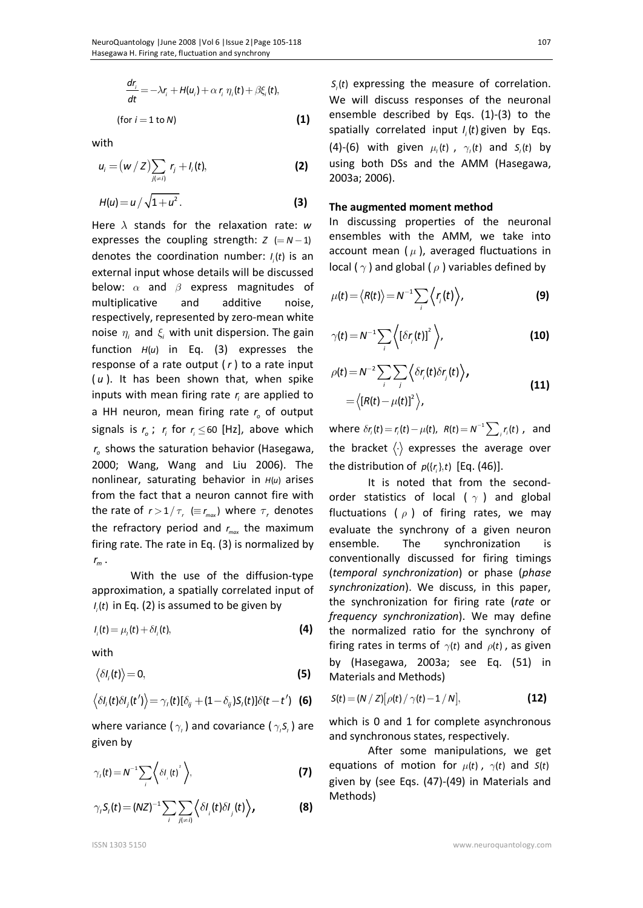$$\frac{dr_i}{dt} = -\lambda r_i + H(u_i) + \alpha\, r_i\, \eta_i(t) + \beta \xi_i(t),$$

$$(\text{for } i = 1 \text{ to } N) \qquad \textbf{(1)}$$

with

$$u_i = (w / Z) \sum_{j(\neq i)} r_j + I_i(t), \qquad \textbf{(2)}$$

$$H(u) = u / \sqrt{1 + u^2}. \qquad \textbf{(3)}$$

Here $\lambda$ stands for the relaxation rate: $w$ expresses the coupling strength: $Z$ $(= N-1)$ denotes the coordination number: $I_i(t)$ is an external input whose details will be discussed below: $\alpha$ and $\beta$ express magnitudes of multiplicative and additive noise, respectively, represented by zero-mean white noise $\eta_i$ and $\xi_i$ with unit dispersion. The gain function $H(u)$ in Eq. (3) expresses the response of a rate output ($r$) to a rate input ($u$). It has been shown that, when spike inputs with mean firing rate $r_i$ are applied to a HH neuron, mean firing rate $r_o$ of output signals is $r_o$ ; $r_i$ for $r_i \leq 60$ [Hz], above which $r_o$ shows the saturation behavior (Hasegawa, 2000; Wang, Wang and Liu 2006). The nonlinear, saturating behavior in $H(u)$ arises from the fact that a neuron cannot fire with the rate of $r > 1/\tau_r$ $(\equiv r_{max})$ where $\tau_r$ denotes the refractory period and $r_{max}$ the maximum firing rate. The rate in Eq. (3) is normalized by $r_m$.

With the use of the diffusion-type approximation, a spatially correlated input of $I_i(t)$ in Eq. (2) is assumed to be given by

$$I_i(t) = \mu_I(t) + \delta I_i(t), \qquad \textbf{(4)}$$

with

$$\langle \delta I_i(t) \rangle = 0, \qquad \textbf{(5)}$$

$$\langle \delta I_i(t) \delta I_j(t') \rangle = \gamma_I(t)[\delta_{ij} + (1 - \delta_{ij}) S_I(t)] \delta(t - t') \qquad \textbf{(6)}$$

where variance ($\gamma_I$) and covariance ($\gamma_I S_I$) are given by

$$\gamma_I(t) = N^{-1} \sum_i \left\langle \delta I_i(t)^2 \right\rangle, \qquad \textbf{(7)}$$

$$\gamma_I S_I(t) = (NZ)^{-1} \sum_i \sum_{j(\neq i)} \left\langle \delta I_i(t) \delta I_j(t) \right\rangle, \qquad \textbf{(8)}$$

$S_I(t)$ expressing the measure of correlation. We will discuss responses of the neuronal ensemble described by Eqs. (1)-(3) to the spatially correlated input $I_i(t)$ given by Eqs. (4)-(6) with given $\mu_I(t)$, $\gamma_I(t)$ and $S_I(t)$ by using both DSs and the AMM (Hasegawa, 2003a; 2006).

### The augmented moment method

In discussing properties of the neuronal ensembles with the AMM, we take into account mean ($\mu$), averaged fluctuations in local ($\gamma$) and global ($\rho$) variables defined by

$$\mu(t) = \langle R(t) \rangle = N^{-1} \sum_i \left\langle r_i(t) \right\rangle, \qquad \textbf{(9)}$$

$$\gamma(t) = N^{-1} \sum_i \left\langle [\delta r_i(t)]^2 \right\rangle, \qquad \textbf{(10)}$$

$$\rho(t) = N^{-2} \sum_i \sum_j \left\langle \delta r_i(t) \delta r_j(t) \right\rangle,$$
$$= \left\langle [R(t) - \mu(t)]^2 \right\rangle, \qquad \textbf{(11)}$$

where $\delta r_i(t) = r_i(t) - \mu(t)$, $R(t) = N^{-1} \sum_i r_i(t)$, and the bracket $\langle \cdot \rangle$ expresses the average over the distribution of $p(\{r_i\}, t)$ [Eq. (46)].

It is noted that from the second-order statistics of local ($\gamma$) and global fluctuations ($\rho$) of firing rates, we may evaluate the synchrony of a given neuron ensemble. The synchronization is conventionally discussed for firing timings (*temporal synchronization*) or phase (*phase synchronization*). We discuss, in this paper, the synchronization for firing rate (*rate* or *frequency synchronization*). We may define the normalized ratio for the synchrony of firing rates in terms of $\gamma(t)$ and $\rho(t)$, as given by (Hasegawa, 2003a; see Eq. (51) in Materials and Methods)

$$S(t) = (N / Z)[\rho(t) / \gamma(t) - 1/N], \qquad \textbf{(12)}$$

which is 0 and 1 for complete asynchronous and synchronous states, respectively.

After some manipulations, we get equations of motion for $\mu(t)$, $\gamma(t)$ and $S(t)$ given by (see Eqs. (47)-(49) in Materials and Methods)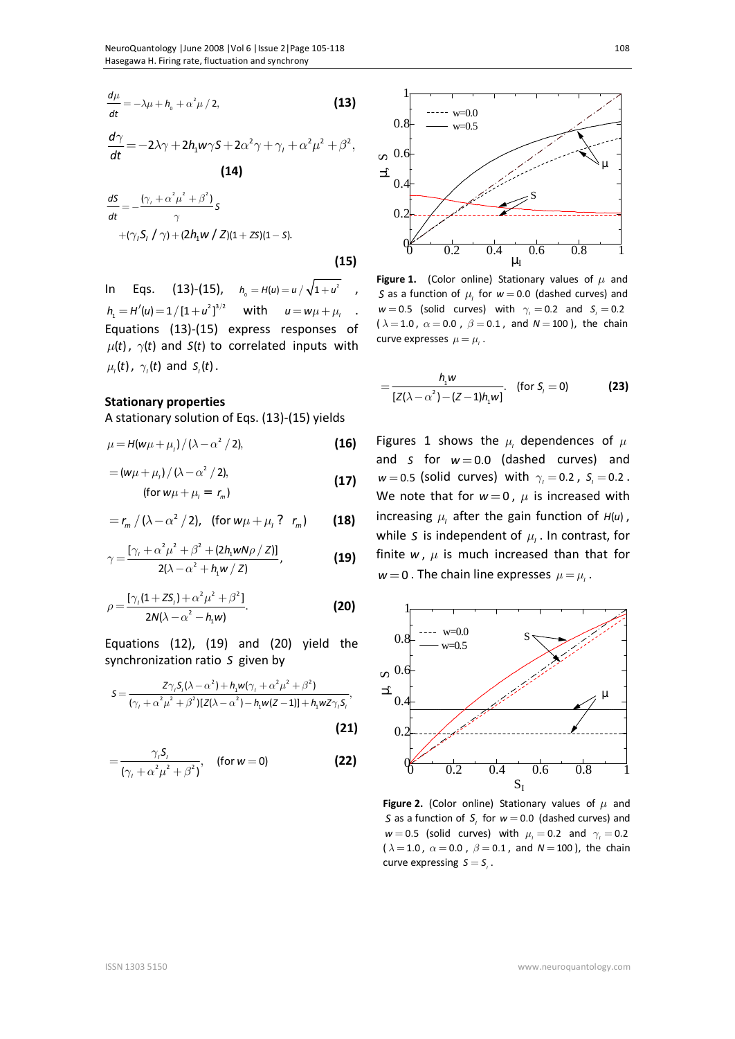$$\frac{d\mu}{dt} = -\lambda\mu + h_0 + \alpha^2\mu/2, \tag{13}$$

$$\frac{d\gamma}{dt} = -2\lambda\gamma + 2h_1 w\gamma S + 2\alpha^2\gamma + \gamma_I + \alpha^2\mu^2 + \beta^2, \tag{14}$$

$$\frac{dS}{dt} = -\frac{(\gamma_I + \alpha^2\mu^2 + \beta^2)}{\gamma} S + (\gamma_I S_I / \gamma) + (2h_1 w / Z)(1+ZS)(1-S). \tag{15}$$

In Eqs. (13)-(15), $h_0 = H(u) = u/\sqrt{1+u^2}$, $h_1 = H'(u) = 1/[1+u^2]^{3/2}$ with $u = w\mu + \mu_I$. Equations (13)-(15) express responses of $\mu(t)$, $\gamma(t)$ and $S(t)$ to correlated inputs with $\mu_I(t)$, $\gamma_I(t)$ and $S_I(t)$.

**Stationary properties**

A stationary solution of Eqs. (13)-(15) yields

$$\mu = H(w\mu + \mu_I)/(\lambda - \alpha^2/2), \tag{16}$$

$$= (w\mu + \mu_I)/(\lambda - \alpha^2/2), \quad (\text{for } w\mu + \mu_I = r_m) \tag{17}$$

$$= r_m/(\lambda - \alpha^2/2), \quad (\text{for } w\mu + \mu_I \,?\, r_m) \tag{18}$$

$$\gamma = \frac{[\gamma_I + \alpha^2\mu^2 + \beta^2 + (2h_1 wN\rho/Z)]}{2(\lambda - \alpha^2 + h_1 w/Z)}, \tag{19}$$

$$\rho = \frac{[\gamma_I(1+ZS_I) + \alpha^2\mu^2 + \beta^2]}{2N(\lambda - \alpha^2 - h_1 w)}. \tag{20}$$

Equations (12), (19) and (20) yield the synchronization ratio $S$ given by

$$S = \frac{Z\gamma_I S_I(\lambda - \alpha^2) + h_1 w(\gamma_I + \alpha^2\mu^2 + \beta^2)}{(\gamma_I + \alpha^2\mu^2 + \beta^2)[Z(\lambda - \alpha^2) - h_1 w(Z-1)] + h_1 wZ\gamma_I S_I}, \tag{21}$$

$$= \frac{\gamma_I S_I}{(\gamma_I + \alpha^2\mu^2 + \beta^2)}, \quad (\text{for } w = 0) \tag{22}$$

$$= \frac{h_1 w}{[Z(\lambda - \alpha^2) - (Z-1)h_1 w]}. \quad (\text{for } S_I = 0) \tag{23}$$

Figure 1. (Color online) Stationary values of $\mu$ and $S$ as a function of $\mu_I$ for $w = 0.0$ (dashed curves) and $w = 0.5$ (solid curves) with $\gamma_I = 0.2$ and $S_I = 0.2$ ($\lambda = 1.0$, $\alpha = 0.0$, $\beta = 0.1$, and $N = 100$), the chain curve expresses $\mu = \mu_I$.

Figures 1 shows the $\mu_I$ dependences of $\mu$ and $S$ for $w = 0.0$ (dashed curves) and $w = 0.5$ (solid curves) with $\gamma_I = 0.2$, $S_I = 0.2$. We note that for $w = 0$, $\mu$ is increased with increasing $\mu_I$ after the gain function of $H(u)$, while $S$ is independent of $\mu_I$. In contrast, for finite $w$, $\mu$ is much increased than that for $w = 0$. The chain line expresses $\mu = \mu_I$.

Figure 2. (Color online) Stationary values of $\mu$ and $S$ as a function of $S_I$ for $w = 0.0$ (dashed curves) and $w = 0.5$ (solid curves) with $\mu_I = 0.2$ and $\gamma_I = 0.2$ ($\lambda = 1.0$, $\alpha = 0.0$, $\beta = 0.1$, and $N = 100$), the chain curve expressing $S = S_I$.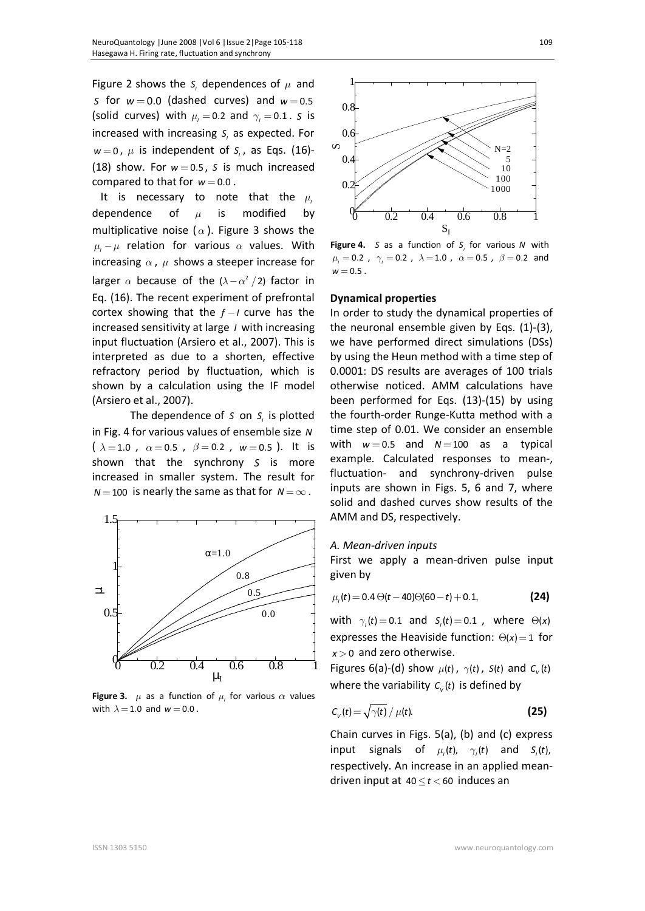Figure 2 shows the $S_I$ dependences of $\mu$ and $S$ for $w = 0.0$ (dashed curves) and $w = 0.5$ (solid curves) with $\mu_I = 0.2$ and $\gamma_I = 0.1$. $S$ is increased with increasing $S_I$ as expected. For $w = 0$, $\mu$ is independent of $S_I$, as Eqs. (16)-(18) show. For $w = 0.5$, $S$ is much increased compared to that for $w = 0.0$.

It is necessary to note that the $\mu_I$ dependence of $\mu$ is modified by multiplicative noise ($\alpha$). Figure 3 shows the $\mu_I - \mu$ relation for various $\alpha$ values. With increasing $\alpha$, $\mu$ shows a steeper increase for larger $\alpha$ because of the $(\lambda - \alpha^2/2)$ factor in Eq. (16). The recent experiment of prefrontal cortex showing that the $f-I$ curve has the increased sensitivity at large $I$ with increasing input fluctuation (Arsiero et al., 2007). This is interpreted as due to a shorten, effective refractory period by fluctuation, which is shown by a calculation using the IF model (Arsiero et al., 2007).

The dependence of $S$ on $S_I$ is plotted in Fig. 4 for various values of ensemble size $N$ ($\lambda = 1.0$, $\alpha = 0.5$, $\beta = 0.2$, $w = 0.5$). It is shown that the synchrony $S$ is more increased in smaller system. The result for $N = 100$ is nearly the same as that for $N = \infty$.

**Figure 3.** $\mu$ as a function of $\mu_I$ for various $\alpha$ values with $\lambda = 1.0$ and $w = 0.0$.

**Figure 4.** $S$ as a function of $S_I$ for various $N$ with $\mu_I = 0.2$, $\gamma_I = 0.2$, $\lambda = 1.0$, $\alpha = 0.5$, $\beta = 0.2$ and $w = 0.5$.

## Dynamical properties

In order to study the dynamical properties of the neuronal ensemble given by Eqs. (1)-(3), we have performed direct simulations (DSs) by using the Heun method with a time step of 0.0001: DS results are averages of 100 trials otherwise noticed. AMM calculations have been performed for Eqs. (13)-(15) by using the fourth-order Runge-Kutta method with a time step of 0.01. We consider an ensemble with $w = 0.5$ and $N = 100$ as a typical example. Calculated responses to mean-, fluctuation- and synchrony-driven pulse inputs are shown in Figs. 5, 6 and 7, where solid and dashed curves show results of the AMM and DS, respectively.

### *A. Mean-driven inputs*

First we apply a mean-driven pulse input given by

$$\mu_I(t) = 0.4\,\Theta(t-40)\Theta(60-t) + 0.1, \tag{24}$$

with $\gamma_I(t) = 0.1$ and $S_I(t) = 0.1$, where $\Theta(x)$ expresses the Heaviside function: $\Theta(x) = 1$ for $x > 0$ and zero otherwise.

Figures 6(a)-(d) show $\mu(t)$, $\gamma(t)$, $S(t)$ and $C_V(t)$ where the variability $C_V(t)$ is defined by

$$C_V(t) = \sqrt{\gamma(t)}\,/\,\mu(t). \tag{25}$$

Chain curves in Figs. 5(a), (b) and (c) express input signals of $\mu_I(t)$, $\gamma_I(t)$ and $S_I(t)$, respectively. An increase in an applied mean-driven input at $40 \le t < 60$ induces an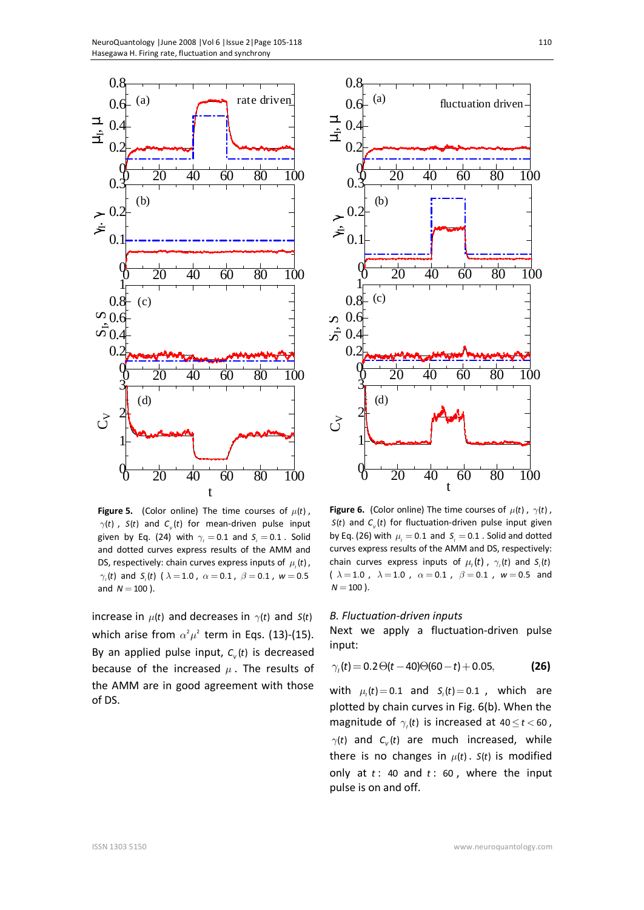**Figure 5.** (Color online) The time courses of $\mu(t)$, $\gamma(t)$, $S(t)$ and $C_v(t)$ for mean-driven pulse input given by Eq. (24) with $\gamma_I = 0.1$ and $S_I = 0.1$. Solid and dotted curves express results of the AMM and DS, respectively: chain curves express inputs of $\mu_I(t)$, $\gamma_I(t)$ and $S_I(t)$ ($\lambda = 1.0$, $\alpha = 0.1$, $\beta = 0.1$, $w = 0.5$ and $N = 100$).

**Figure 6.** (Color online) The time courses of $\mu(t)$, $\gamma(t)$, $S(t)$ and $C_v(t)$ for fluctuation-driven pulse input given by Eq. (26) with $\mu_I = 0.1$ and $S_I = 0.1$. Solid and dotted curves express results of the AMM and DS, respectively: chain curves express inputs of $\mu_I(t)$, $\gamma_I(t)$ and $S_I(t)$ ($\lambda = 1.0$, $\lambda = 1.0$, $\alpha = 0.1$, $\beta = 0.1$, $w = 0.5$ and $N = 100$).

increase in $\mu(t)$ and decreases in $\gamma(t)$ and $S(t)$ which arise from $\alpha^2\mu^2$ term in Eqs. (13)-(15). By an applied pulse input, $C_v(t)$ is decreased because of the increased $\mu$. The results of the AMM are in good agreement with those of DS.

### *B. Fluctuation-driven inputs*

Next we apply a fluctuation-driven pulse input:

$$\gamma_I(t) = 0.2\,\Theta(t-40)\Theta(60-t) + 0.05, \qquad \textbf{(26)}$$

with $\mu_I(t) = 0.1$ and $S_I(t) = 0.1$, which are plotted by chain curves in Fig. 6(b). When the magnitude of $\gamma_I(t)$ is increased at $40 \le t < 60$, $\gamma(t)$ and $C_v(t)$ are much increased, while there is no changes in $\mu(t)$. $S(t)$ is modified only at $t \sim 40$ and $t \sim 60$, where the input pulse is on and off.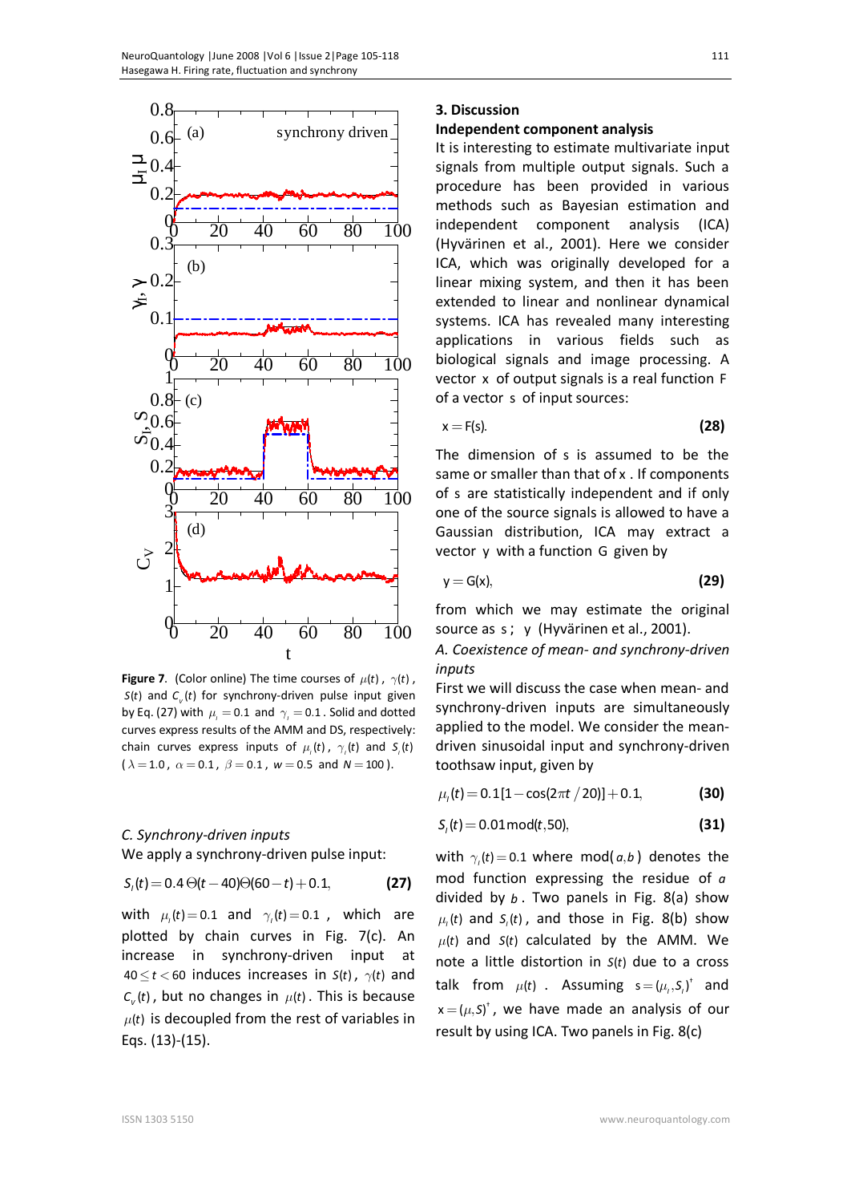**Figure 7**. (Color online) The time courses of $\mu(t)$, $\gamma(t)$, $S(t)$ and $C_v(t)$ for synchrony-driven pulse input given by Eq. (27) with $\mu_I = 0.1$ and $\gamma_I = 0.1$. Solid and dotted curves express results of the AMM and DS, respectively: chain curves express inputs of $\mu_I(t)$, $\gamma_I(t)$ and $S_I(t)$ ($\lambda = 1.0$, $\alpha = 0.1$, $\beta = 0.1$, $w = 0.5$ and $N = 100$).

*C. Synchrony-driven inputs*

We apply a synchrony-driven pulse input:

$$S_I(t) = 0.4\,\Theta(t-40)\Theta(60-t) + 0.1, \tag{27}$$

with $\mu_I(t) = 0.1$ and $\gamma_I(t) = 0.1$, which are plotted by chain curves in Fig. 7(c). An increase in synchrony-driven input at $40 \le t < 60$ induces increases in $S(t)$, $\gamma(t)$ and $C_v(t)$, but no changes in $\mu(t)$. This is because $\mu(t)$ is decoupled from the rest of variables in Eqs. (13)-(15).

## 3. Discussion

### Independent component analysis

It is interesting to estimate multivariate input signals from multiple output signals. Such a procedure has been provided in various methods such as Bayesian estimation and independent component analysis (ICA) (Hyvärinen et al., 2001). Here we consider ICA, which was originally developed for a linear mixing system, and then it has been extended to linear and nonlinear dynamical systems. ICA has revealed many interesting applications in various fields such as biological signals and image processing. A vector x of output signals is a real function F of a vector s of input sources:

$$\mathrm{x} = \mathrm{F}(\mathrm{s}). \tag{28}$$

The dimension of s is assumed to be the same or smaller than that of x. If components of s are statistically independent and if only one of the source signals is allowed to have a Gaussian distribution, ICA may extract a vector y with a function G given by

$$\mathrm{y} = \mathrm{G}(\mathrm{x}), \tag{29}$$

from which we may estimate the original source as s ; y (Hyvärinen et al., 2001).

*A. Coexistence of mean- and synchrony-driven inputs*

First we will discuss the case when mean- and synchrony-driven inputs are simultaneously applied to the model. We consider the mean-driven sinusoidal input and synchrony-driven toothsaw input, given by

$$\mu_I(t) = 0.1[1-\cos(2\pi t/20)] + 0.1, \tag{30}$$

$$S_I(t) = 0.01\,\mathrm{mod}(t,50), \tag{31}$$

with $\gamma_I(t) = 0.1$ where $\mathrm{mod}(a,b)$ denotes the mod function expressing the residue of $a$ divided by $b$. Two panels in Fig. 8(a) show $\mu_I(t)$ and $S_I(t)$, and those in Fig. 8(b) show $\mu(t)$ and $S(t)$ calculated by the AMM. We note a little distortion in $S(t)$ due to a cross talk from $\mu(t)$. Assuming $\mathrm{s} = (\mu_I, S_I)^{\dagger}$ and $\mathrm{x} = (\mu, S)^{\dagger}$, we have made an analysis of our result by using ICA. Two panels in Fig. 8(c)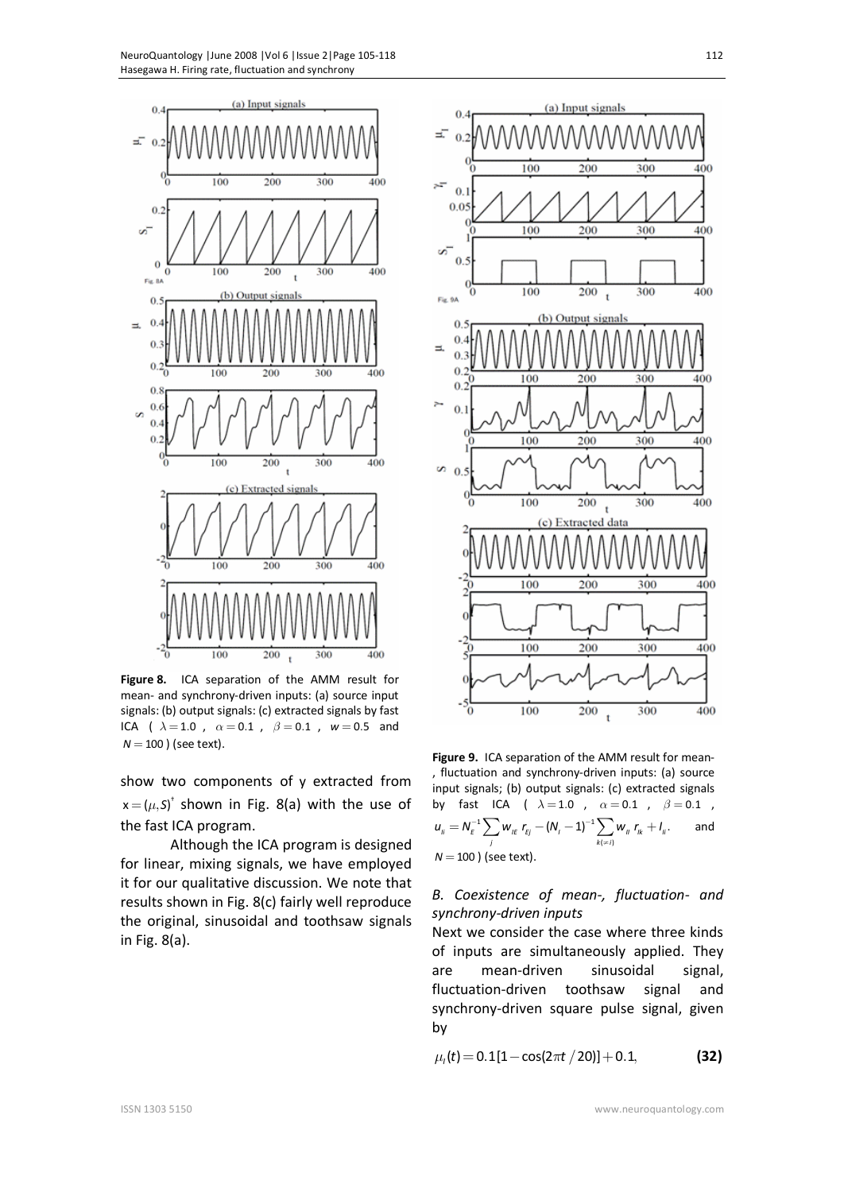**Figure 8.** ICA separation of the AMM result for mean- and synchrony-driven inputs: (a) source input signals: (b) output signals: (c) extracted signals by fast ICA ( $\lambda = 1.0$ , $\alpha = 0.1$ , $\beta = 0.1$ , $w = 0.5$ and $N = 100$ ) (see text).

show two components of y extracted from $x = (\mu, S)^{\dagger}$ shown in Fig. 8(a) with the use of the fast ICA program.

Although the ICA program is designed for linear, mixing signals, we have employed it for our qualitative discussion. We note that results shown in Fig. 8(c) fairly well reproduce the original, sinusoidal and toothsaw signals in Fig. 8(a).

**Figure 9.** ICA separation of the AMM result for mean-, fluctuation and synchrony-driven inputs: (a) source input signals; (b) output signals: (c) extracted signals by fast ICA ( $\lambda = 1.0$ , $\alpha = 0.1$ , $\beta = 0.1$ , $u_{Ii} = N_E^{-1} \sum_j w_{IE}\, r_{Ej} - (N_I - 1)^{-1} \sum_{k(\neq I)} w_{II}\, r_{Ik} + I_{Ii}.$ and $N = 100$ ) (see text).

### *B. Coexistence of mean-, fluctuation- and synchrony-driven inputs*

Next we consider the case where three kinds of inputs are simultaneously applied. They are mean-driven sinusoidal signal, fluctuation-driven toothsaw signal and synchrony-driven square pulse signal, given by

$$\mu_I(t) = 0.1[1 - \cos(2\pi t / 20)] + 0.1, \qquad \textbf{(32)}$$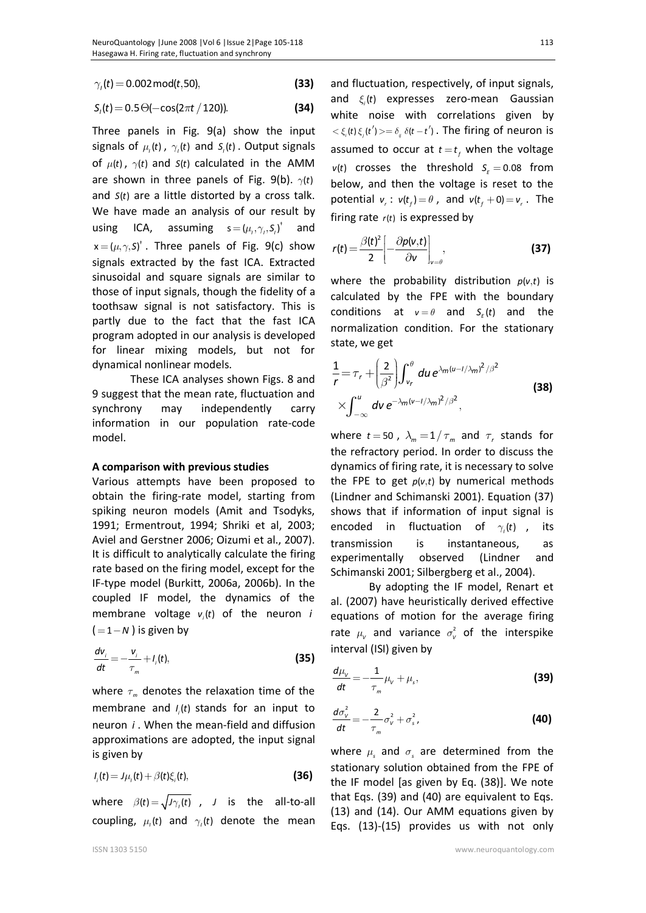$$\gamma_I(t) = 0.002\,\mathrm{mod}(t,50), \tag{33}$$

$$S_I(t) = 0.5\,\Theta(-\cos(2\pi t/120)). \tag{34}$$

Three panels in Fig. 9(a) show the input signals of $\mu_I(t)$, $\gamma_I(t)$ and $S_I(t)$. Output signals of $\mu(t)$, $\gamma(t)$ and $S(t)$ calculated in the AMM are shown in three panels of Fig. 9(b). $\gamma(t)$ and $S(t)$ are a little distorted by a cross talk. We have made an analysis of our result by using ICA, assuming $s = (\mu_I, \gamma_I, S_I)^\dagger$ and $x = (\mu, \gamma, S)^\dagger$. Three panels of Fig. 9(c) show signals extracted by the fast ICA. Extracted sinusoidal and square signals are similar to those of input signals, though the fidelity of a toothsaw signal is not satisfactory. This is partly due to the fact that the fast ICA program adopted in our analysis is developed for linear mixing models, but not for dynamical nonlinear models.

These ICA analyses shown Figs. 8 and 9 suggest that the mean rate, fluctuation and synchrony may independently carry information in our population rate-code model.

**A comparison with previous studies**

Various attempts have been proposed to obtain the firing-rate model, starting from spiking neuron models (Amit and Tsodyks, 1991; Ermentrout, 1994; Shriki et al, 2003; Aviel and Gerstner 2006; Oizumi et al., 2007). It is difficult to analytically calculate the firing rate based on the firing model, except for the IF-type model (Burkitt, 2006a, 2006b). In the coupled IF model, the dynamics of the membrane voltage $v_i(t)$ of the neuron $i$ ($=1-N$) is given by

$$\frac{dv_i}{dt} = -\frac{v_i}{\tau_m} + I_i(t), \tag{35}$$

where $\tau_m$ denotes the relaxation time of the membrane and $I_i(t)$ stands for an input to neuron $i$. When the mean-field and diffusion approximations are adopted, the input signal is given by

$$I_i(t) = J\mu_I(t) + \beta(t)\xi_i(t), \tag{36}$$

where $\beta(t) = \sqrt{J\gamma_I(t)}$, $J$ is the all-to-all coupling, $\mu_I(t)$ and $\gamma_I(t)$ denote the mean and fluctuation, respectively, of input signals, and $\xi_i(t)$ expresses zero-mean Gaussian white noise with correlations given by $<\xi_i(t)\,\xi_j(t')> = \delta_{ij}\,\delta(t-t')$. The firing of neuron is assumed to occur at $t = t_f$ when the voltage $v(t)$ crosses the threshold $S_E = 0.08$ from below, and then the voltage is reset to the potential $v_r$ : $v(t_f) = \theta$, and $v(t_f + 0) = v_r$. The firing rate $r(t)$ is expressed by

$$r(t) = \frac{\beta(t)^2}{2}\left[-\frac{\partial p(v,t)}{\partial v}\right]_{v=\theta}, \tag{37}$$

where the probability distribution $p(v,t)$ is calculated by the FPE with the boundary conditions at $v = \theta$ and $S_E(t)$ and the normalization condition. For the stationary state, we get

$$\frac{1}{r} = \tau_r + \left(\frac{2}{\beta^2}\right)\int_{v_r}^{\theta} du\, e^{\lambda_m(u-I/\lambda_m)^2/\beta^2} \times \int_{-\infty}^{u} dv\, e^{-\lambda_m(v-I/\lambda_m)^2/\beta^2}, \tag{38}$$

where $t = 50$, $\lambda_m = 1/\tau_m$ and $\tau_r$ stands for the refractory period. In order to discuss the dynamics of firing rate, it is necessary to solve the FPE to get $p(v,t)$ by numerical methods (Lindner and Schimanski 2001). Equation (37) shows that if information of input signal is encoded in fluctuation of $\gamma_I(t)$, its transmission is instantaneous, as experimentally observed (Lindner and Schimanski 2001; Silbergberg et al., 2004).

By adopting the IF model, Renart et al. (2007) have heuristically derived effective equations of motion for the average firing rate $\mu_v$ and variance $\sigma_v^2$ of the interspike interval (ISI) given by

$$\frac{d\mu_v}{dt} = -\frac{1}{\tau_m}\mu_v + \mu_s, \tag{39}$$

$$\frac{d\sigma_v^2}{dt} = -\frac{2}{\tau_m}\sigma_v^2 + \sigma_s^2, \tag{40}$$

where $\mu_s$ and $\sigma_s$ are determined from the stationary solution obtained from the FPE of the IF model [as given by Eq. (38)]. We note that Eqs. (39) and (40) are equivalent to Eqs. (13) and (14). Our AMM equations given by Eqs. (13)-(15) provides us with not only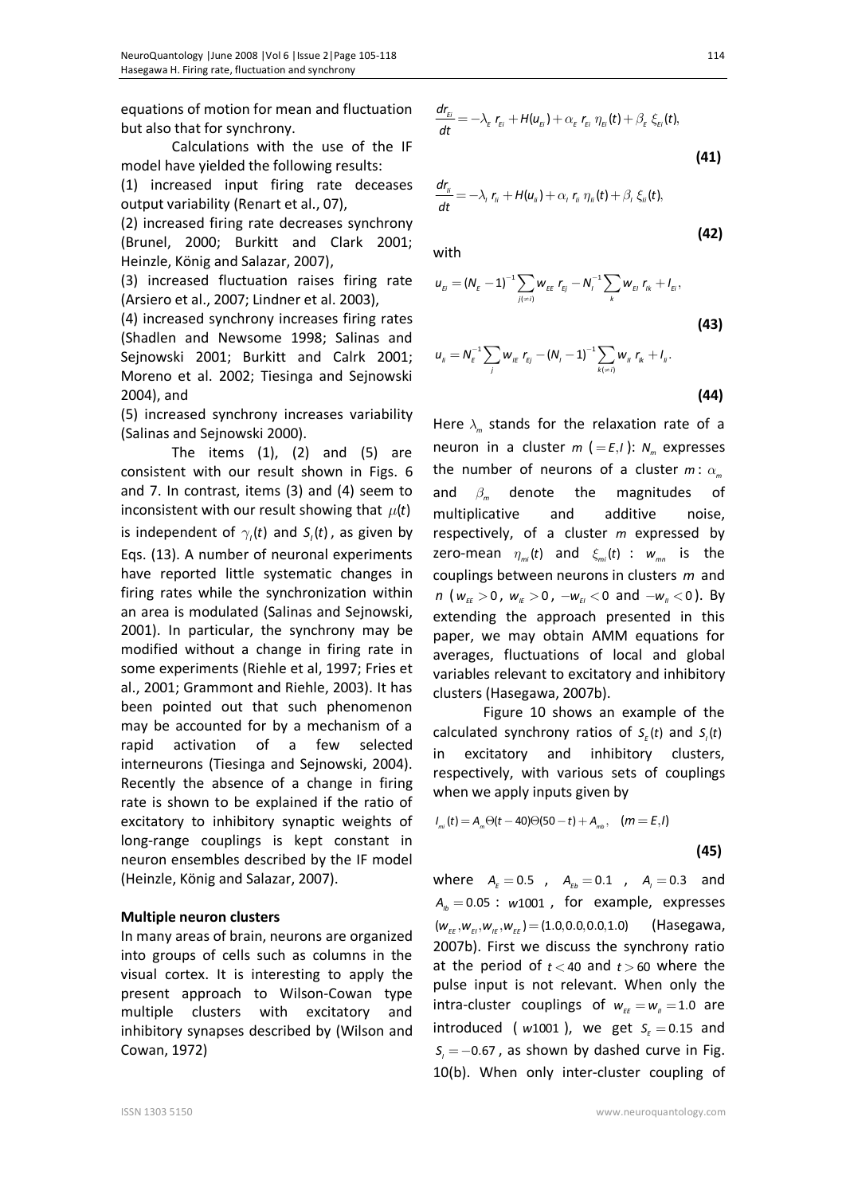equations of motion for mean and fluctuation but also that for synchrony.

Calculations with the use of the IF model have yielded the following results:
(1) increased input firing rate deceases output variability (Renart et al., 07),
(2) increased firing rate decreases synchrony (Brunel, 2000; Burkitt and Clark 2001; Heinzle, König and Salazar, 2007),
(3) increased fluctuation raises firing rate (Arsiero et al., 2007; Lindner et al. 2003),
(4) increased synchrony increases firing rates (Shadlen and Newsome 1998; Salinas and Sejnowski 2001; Burkitt and Calrk 2001; Moreno et al. 2002; Tiesinga and Sejnowski 2004), and
(5) increased synchrony increases variability (Salinas and Sejnowski 2000).

The items (1), (2) and (5) are consistent with our result shown in Figs. 6 and 7. In contrast, items (3) and (4) seem to inconsistent with our result showing that $\mu(t)$ is independent of $\gamma_l(t)$ and $S_l(t)$, as given by Eqs. (13). A number of neuronal experiments have reported little systematic changes in firing rates while the synchronization within an area is modulated (Salinas and Sejnowski, 2001). In particular, the synchrony may be modified without a change in firing rate in some experiments (Riehle et al, 1997; Fries et al., 2001; Grammont and Riehle, 2003). It has been pointed out that such phenomenon may be accounted for by a mechanism of a rapid activation of a few selected interneurons (Tiesinga and Sejnowski, 2004). Recently the absence of a change in firing rate is shown to be explained if the ratio of excitatory to inhibitory synaptic weights of long-range couplings is kept constant in neuron ensembles described by the IF model (Heinzle, König and Salazar, 2007).

## Multiple neuron clusters

In many areas of brain, neurons are organized into groups of cells such as columns in the visual cortex. It is interesting to apply the present approach to Wilson-Cowan type multiple clusters with excitatory and inhibitory synapses described by (Wilson and Cowan, 1972)

$$\frac{dr_{Ei}}{dt} = -\lambda_E\, r_{Ei} + H(u_{Ei}) + \alpha_E\, r_{Ei}\, \eta_{Ei}(t) + \beta_E\, \xi_{Ei}(t), \quad \textbf{(41)}$$

$$\frac{dr_{Ii}}{dt} = -\lambda_I\, r_{Ii} + H(u_{Ii}) + \alpha_I\, r_{Ii}\, \eta_{Ii}(t) + \beta_I\, \xi_{Ii}(t), \quad \textbf{(42)}$$

with

$$u_{Ei} = (N_E - 1)^{-1} \sum_{j(\neq i)} w_{EE}\, r_{Ej} - N_I^{-1} \sum_k w_{EI}\, r_{Ik} + I_{Ei}, \quad \textbf{(43)}$$

$$u_{Ii} = N_E^{-1} \sum_j w_{IE}\, r_{Ej} - (N_I - 1)^{-1} \sum_{k(\neq i)} w_{II}\, r_{Ik} + I_{Ii}. \quad \textbf{(44)}$$

Here $\lambda_m$ stands for the relaxation rate of a neuron in a cluster $m$ $(=E,I)$: $N_m$ expresses the number of neurons of a cluster $m$: $\alpha_m$ and $\beta_m$ denote the magnitudes of multiplicative and additive noise, respectively, of a cluster $m$ expressed by zero-mean $\eta_{mi}(t)$ and $\xi_{mi}(t)$ : $w_{mn}$ is the couplings between neurons in clusters $m$ and $n$ ($w_{EE} > 0$, $w_{IE} > 0$, $-w_{EI} < 0$ and $-w_{II} < 0$). By extending the approach presented in this paper, we may obtain AMM equations for averages, fluctuations of local and global variables relevant to excitatory and inhibitory clusters (Hasegawa, 2007b).

Figure 10 shows an example of the calculated synchrony ratios of $S_E(t)$ and $S_I(t)$ in excitatory and inhibitory clusters, respectively, with various sets of couplings when we apply inputs given by

$$I_{mi}(t) = A_m \Theta(t-40)\Theta(50-t) + A_{mb}, \quad (m = E, I) \quad \textbf{(45)}$$

where $A_E = 0.5$, $A_{Eb} = 0.1$, $A_I = 0.3$ and $A_{Ib} = 0.05$ : $w1001$, for example, expresses $(w_{EE}, w_{EI}, w_{IE}, w_{EE}) = (1.0, 0.0, 0.0, 1.0)$ (Hasegawa, 2007b). First we discuss the synchrony ratio at the period of $t < 40$ and $t > 60$ where the pulse input is not relevant. When only the intra-cluster couplings of $w_{EE} = w_{II} = 1.0$ are introduced ($w1001$), we get $S_E = 0.15$ and $S_I = -0.67$, as shown by dashed curve in Fig. 10(b). When only inter-cluster coupling of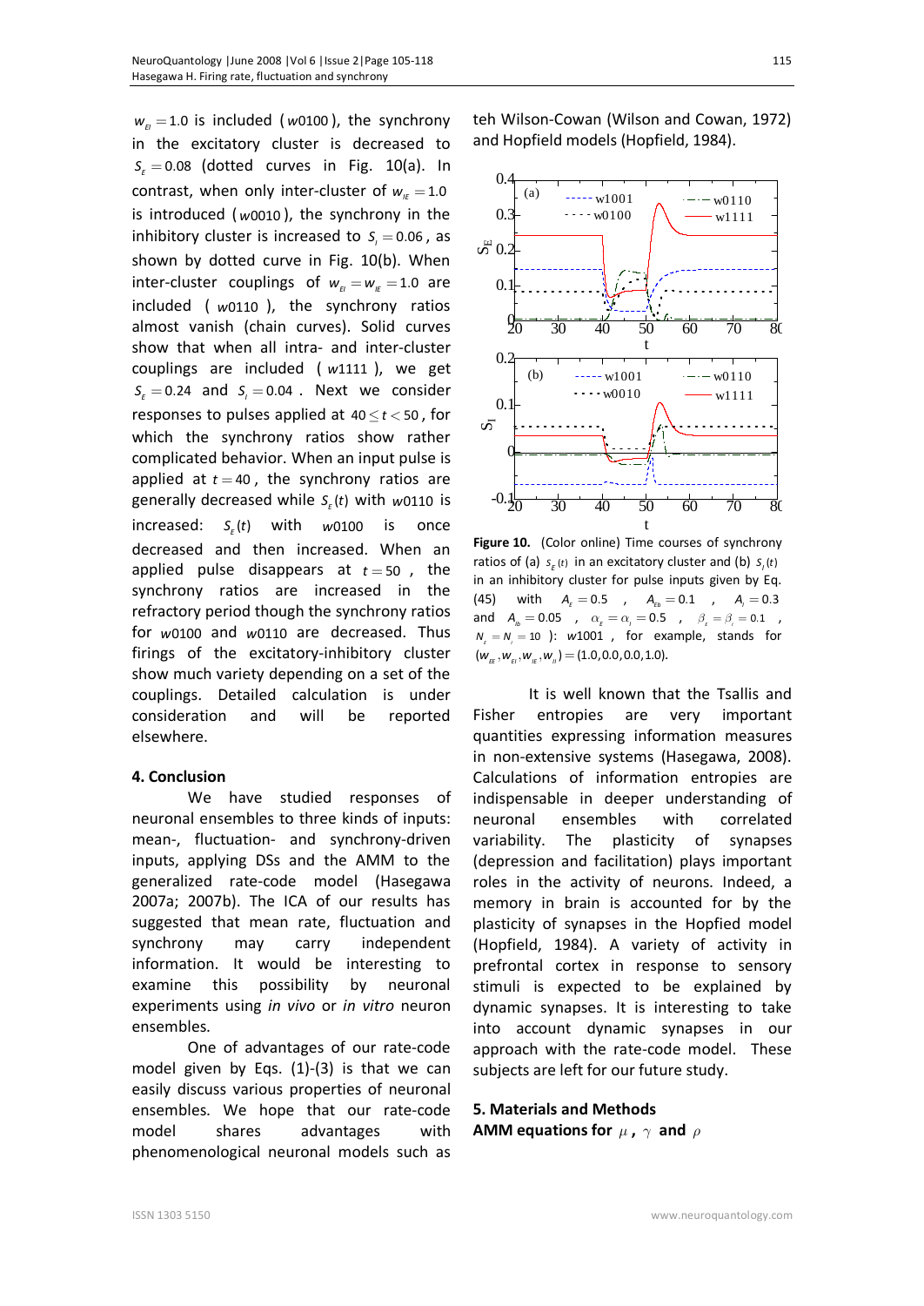$w_{EI} = 1.0$ is included ($w0100$), the synchrony in the excitatory cluster is decreased to $S_E = 0.08$ (dotted curves in Fig. 10(a). In contrast, when only inter-cluster of $w_{IE} = 1.0$ is introduced ($w0010$), the synchrony in the inhibitory cluster is increased to $S_I = 0.06$, as shown by dotted curve in Fig. 10(b). When inter-cluster couplings of $w_{EI} = w_{IE} = 1.0$ are included ($w0110$), the synchrony ratios almost vanish (chain curves). Solid curves show that when all intra- and inter-cluster couplings are included ($w1111$), we get $S_E = 0.24$ and $S_I = 0.04$. Next we consider responses to pulses applied at $40 \leq t < 50$, for which the synchrony ratios show rather complicated behavior. When an input pulse is applied at $t = 40$, the synchrony ratios are generally decreased while $S_E(t)$ with $w0110$ is increased: $S_E(t)$ with $w0100$ is once decreased and then increased. When an applied pulse disappears at $t = 50$, the synchrony ratios are increased in the refractory period though the synchrony ratios for $w0100$ and $w0110$ are decreased. Thus firings of the excitatory-inhibitory cluster show much variety depending on a set of the couplings. Detailed calculation is under consideration and will be reported elsewhere.

## 4. Conclusion

We have studied responses of neuronal ensembles to three kinds of inputs: mean-, fluctuation- and synchrony-driven inputs, applying DSs and the AMM to the generalized rate-code model (Hasegawa 2007a; 2007b). The ICA of our results has suggested that mean rate, fluctuation and synchrony may carry independent information. It would be interesting to examine this possibility by neuronal experiments using *in vivo* or *in vitro* neuron ensembles.

One of advantages of our rate-code model given by Eqs. (1)-(3) is that we can easily discuss various properties of neuronal ensembles. We hope that our rate-code model shares advantages with phenomenological neuronal models such as teh Wilson-Cowan (Wilson and Cowan, 1972) and Hopfield models (Hopfield, 1984).

**Figure 10.** (Color online) Time courses of synchrony ratios of (a) $S_E(t)$ in an excitatory cluster and (b) $S_I(t)$ in an inhibitory cluster for pulse inputs given by Eq. (45) with $A_E = 0.5$, $A_{Eb} = 0.1$, $A_I = 0.3$ and $A_{Ib} = 0.05$, $\alpha_E = \alpha_I = 0.5$, $\beta_E = \beta_I = 0.1$, $N_E = N_I = 10$): $w1001$, for example, stands for $(w_{EE}, w_{EI}, w_{IE}, w_{II}) = (1.0, 0.0, 0.0, 1.0)$.

It is well known that the Tsallis and Fisher entropies are very important quantities expressing information measures in non-extensive systems (Hasegawa, 2008). Calculations of information entropies are indispensable in deeper understanding of neuronal ensembles with correlated variability. The plasticity of synapses (depression and facilitation) plays important roles in the activity of neurons. Indeed, a memory in brain is accounted for by the plasticity of synapses in the Hopfied model (Hopfield, 1984). A variety of activity in prefrontal cortex in response to sensory stimuli is expected to be explained by dynamic synapses. It is interesting to take into account dynamic synapses in our approach with the rate-code model. These subjects are left for our future study.

## 5. Materials and Methods

**AMM equations for $\mu$, $\gamma$ and $\rho$**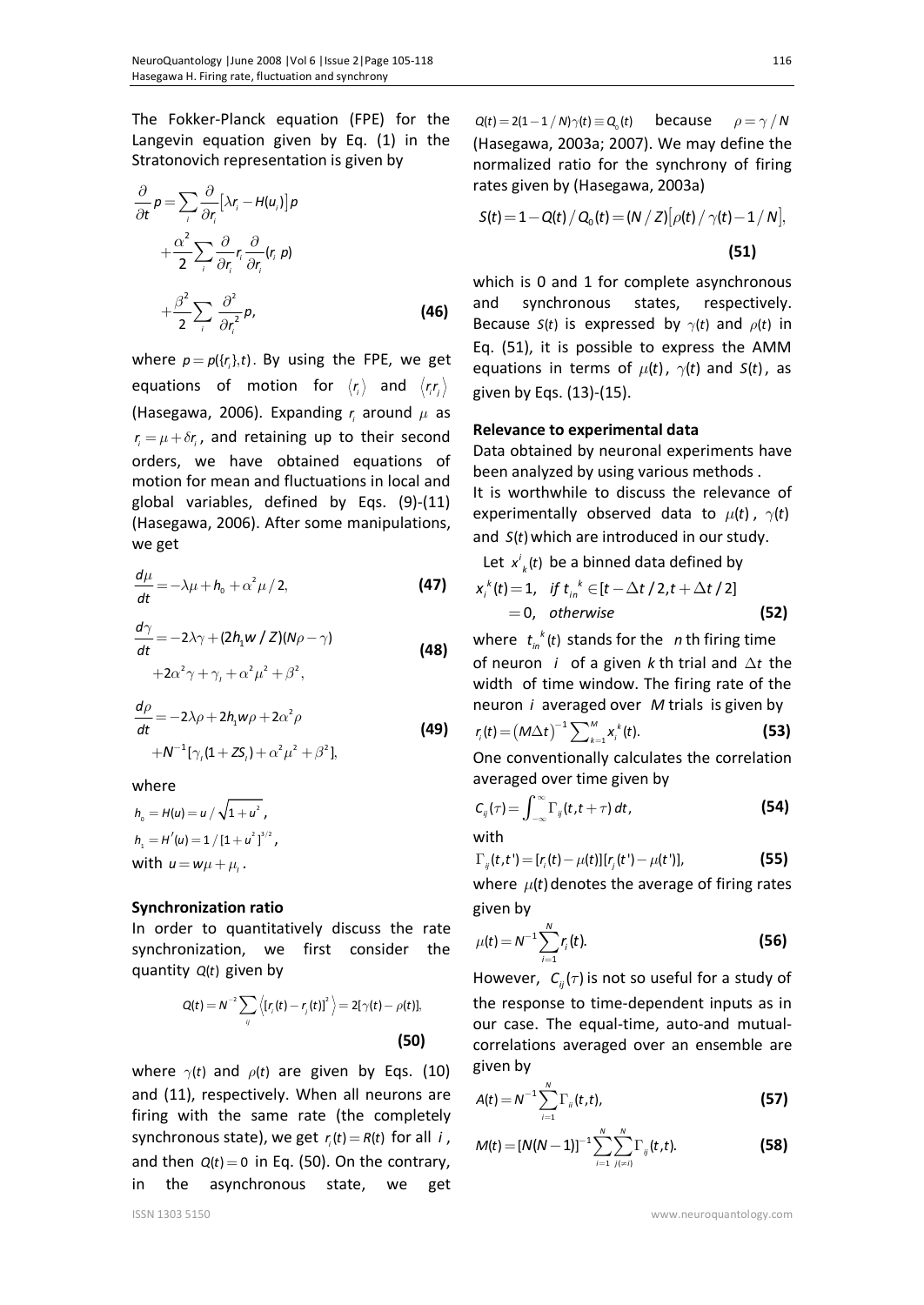The Fokker-Planck equation (FPE) for the Langevin equation given by Eq. (1) in the Stratonovich representation is given by

$$\frac{\partial}{\partial t}p = \sum_i \frac{\partial}{\partial r_i}[\lambda r_i - H(u_i)]p + \frac{\alpha^2}{2}\sum_i \frac{\partial}{\partial r_i} r_i \frac{\partial}{\partial r_i}(r_i\, p) + \frac{\beta^2}{2}\sum_i \frac{\partial^2}{\partial r_i^2}p, \quad \textbf{(46)}$$

where $p = p(\{r_i\}, t)$. By using the FPE, we get equations of motion for $\langle r_i \rangle$ and $\langle r_i r_j \rangle$ (Hasegawa, 2006). Expanding $r_i$ around $\mu$ as $r_i = \mu + \delta r_i$, and retaining up to their second orders, we have obtained equations of motion for mean and fluctuations in local and global variables, defined by Eqs. (9)-(11) (Hasegawa, 2006). After some manipulations, we get

$$\frac{d\mu}{dt} = -\lambda\mu + h_0 + \alpha^2\mu/2, \quad \textbf{(47)}$$

$$\frac{d\gamma}{dt} = -2\lambda\gamma + (2h_1 w/Z)(N\rho - \gamma) + 2\alpha^2\gamma + \gamma_I + \alpha^2\mu^2 + \beta^2, \quad \textbf{(48)}$$

$$\frac{d\rho}{dt} = -2\lambda\rho + 2h_1 w\rho + 2\alpha^2\rho + N^{-1}[\gamma_I(1 + ZS_I) + \alpha^2\mu^2 + \beta^2], \quad \textbf{(49)}$$

where

$h_0 = H(u) = u/\sqrt{1+u^2}$,

$h_1 = H'(u) = 1/[1+u^2]^{3/2}$,

with $u = w\mu + \mu_I$.

## Synchronization ratio

In order to quantitatively discuss the rate synchronization, we first consider the quantity $Q(t)$ given by

$$Q(t) = N^{-2}\sum_{ij}\left\langle [r_i(t) - r_j(t)]^2 \right\rangle = 2[\gamma(t) - \rho(t)], \quad \textbf{(50)}$$

where $\gamma(t)$ and $\rho(t)$ are given by Eqs. (10) and (11), respectively. When all neurons are firing with the same rate (the completely synchronous state), we get $r_i(t) = R(t)$ for all $i$, and then $Q(t) = 0$ in Eq. (50). On the contrary, in the asynchronous state, we get $Q(t) = 2(1 - 1/N)\gamma(t) \equiv Q_0(t)$ because $\rho = \gamma/N$ (Hasegawa, 2003a; 2007). We may define the normalized ratio for the synchrony of firing rates given by (Hasegawa, 2003a)

$$S(t) = 1 - Q(t)/Q_0(t) = (N/Z)[\rho(t)/\gamma(t) - 1/N], \quad \textbf{(51)}$$

which is 0 and 1 for complete asynchronous and synchronous states, respectively. Because $S(t)$ is expressed by $\gamma(t)$ and $\rho(t)$ in Eq. (51), it is possible to express the AMM equations in terms of $\mu(t)$, $\gamma(t)$ and $S(t)$, as given by Eqs. (13)-(15).

## Relevance to experimental data

Data obtained by neuronal experiments have been analyzed by using various methods .

It is worthwhile to discuss the relevance of experimentally observed data to $\mu(t)$, $\gamma(t)$ and $S(t)$ which are introduced in our study.

Let $x^i_{\ k}(t)$ be a binned data defined by

$$x_i^k(t) = 1, \quad \text{if } t_{in}^{\ k} \in [t - \Delta t/2, t + \Delta t/2]$$
$$= 0, \quad \text{otherwise} \quad \textbf{(52)}$$

where $t_{in}^{\ k}(t)$ stands for the $n$ th firing time of neuron $i$ of a given $k$ th trial and $\Delta t$ the width of time window. The firing rate of the neuron $i$ averaged over $M$ trials is given by

$$r_i(t) = (M\Delta t)^{-1}\sum_{k=1}^{M} x_i^k(t). \quad \textbf{(53)}$$

One conventionally calculates the correlation averaged over time given by

$$C_{ij}(\tau) = \int_{-\infty}^{\infty} \Gamma_{ij}(t, t+\tau)\, dt, \quad \textbf{(54)}$$

with

$$\Gamma_{ij}(t, t') = [r_i(t) - \mu(t)][r_j(t') - \mu(t')], \quad \textbf{(55)}$$

where $\mu(t)$ denotes the average of firing rates given by

$$\mu(t) = N^{-1}\sum_{i=1}^{N} r_i(t). \quad \textbf{(56)}$$

However, $C_{ij}(\tau)$ is not so useful for a study of the response to time-dependent inputs as in our case. The equal-time, auto-and mutual-correlations averaged over an ensemble are given by

$$A(t) = N^{-1}\sum_{i=1}^{N}\Gamma_{ii}(t, t), \quad \textbf{(57)}$$

$$M(t) = [N(N-1)]^{-1}\sum_{i=1}^{N}\sum_{j(\neq i)}^{N}\Gamma_{ij}(t, t). \quad \textbf{(58)}$$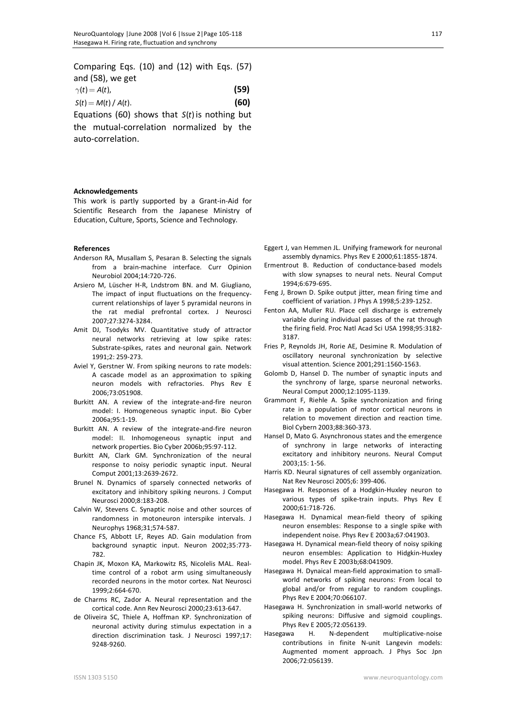Comparing Eqs. (10) and (12) with Eqs. (57) and (58), we get

$$\gamma(t) = A(t), \tag{59}$$

$$S(t) = M(t) / A(t). \tag{60}$$

Equations (60) shows that $S(t)$ is nothing but the mutual-correlation normalized by the auto-correlation.

**Acknowledgements**

This work is partly supported by a Grant-in-Aid for Scientific Research from the Japanese Ministry of Education, Culture, Sports, Science and Technology.

**References**

Anderson RA, Musallam S, Pesaran B. Selecting the signals from a brain-machine interface. Curr Opinion Neurobiol 2004;14:720-726.

Arsiero M, Lüscher H-R, Lndstrom BN. and M. Giugliano, The impact of input fluctuations on the frequency-current relationships of layer 5 pyramidal neurons in the rat medial prefrontal cortex. J Neurosci 2007;27:3274-3284.

Amit DJ, Tsodyks MV. Quantitative study of attractor neural networks retrieving at low spike rates: Substrate-spikes, rates and neuronal gain. Network 1991;2: 259-273.

Aviel Y, Gerstner W. From spiking neurons to rate models: A cascade model as an approximation to spiking neuron models with refractories. Phys Rev E 2006;73:051908.

Burkitt AN. A review of the integrate-and-fire neuron model: I. Homogeneous synaptic input. Bio Cyber 2006a;95:1-19.

Burkitt AN. A review of the integrate-and-fire neuron model: II. Inhomogeneous synaptic input and network properties. Bio Cyber 2006b;95:97-112.

Burkitt AN, Clark GM. Synchronization of the neural response to noisy periodic synaptic input. Neural Comput 2001;13:2639-2672.

Brunel N. Dynamics of sparsely connected networks of excitatory and inhibitory spiking neurons. J Comput Neurosci 2000;8:183-208.

Calvin W, Stevens C. Synaptic noise and other sources of randomness in motoneuron interspike intervals. J Neurophys 1968;31;574-587.

Chance FS, Abbott LF, Reyes AD. Gain modulation from background synaptic input. Neuron 2002;35:773-782.

Chapin JK, Moxon KA, Markowitz RS, Nicolelis MAL. Real-time control of a robot arm using simultaneously recorded neurons in the motor cortex. Nat Neurosci 1999;2:664-670.

de Charms RC, Zador A. Neural representation and the cortical code. Ann Rev Neurosci 2000;23:613-647.

de Oliveira SC, Thiele A, Hoffman KP. Synchronization of neuronal activity during stimulus expectation in a direction discrimination task. J Neurosci 1997;17: 9248-9260.

Eggert J, van Hemmen JL. Unifying framework for neuronal assembly dynamics. Phys Rev E 2000;61:1855-1874.

Ermentrout B. Reduction of conductance-based models with slow synapses to neural nets. Neural Comput 1994;6:679-695.

Feng J, Brown D. Spike output jitter, mean firing time and coefficient of variation. J Phys A 1998;5:239-1252.

Fenton AA, Muller RU. Place cell discharge is extremely variable during individual passes of the rat through the firing field. Proc Natl Acad Sci USA 1998;95:3182-3187.

Fries P, Reynolds JH, Rorie AE, Desimine R. Modulation of oscillatory neuronal synchronization by selective visual attention. Science 2001;291:1560-1563.

Golomb D, Hansel D. The number of synaptic inputs and the synchrony of large, sparse neuronal networks. Neural Comput 2000;12:1095-1139.

Grammont F, Riehle A. Spike synchronization and firing rate in a population of motor cortical neurons in relation to movement direction and reaction time. Biol Cybern 2003;88:360-373.

Hansel D, Mato G. Asynchronous states and the emergence of synchrony in large networks of interacting excitatory and inhibitory neurons. Neural Comput 2003;15: 1-56.

Harris KD. Neural signatures of cell assembly organization. Nat Rev Neurosci 2005;6: 399-406.

Hasegawa H. Responses of a Hodgkin-Huxley neuron to various types of spike-train inputs. Phys Rev E 2000;61:718-726.

Hasegawa H. Dynamical mean-field theory of spiking neuron ensembles: Response to a single spike with independent noise. Phys Rev E 2003a;67:041903.

Hasegawa H. Dynamical mean-field theory of noisy spiking neuron ensembles: Application to Hidgkin-Huxley model. Phys Rev E 2003b;68:041909.

Hasegawa H. Dynaical mean-field approximation to small-world networks of spiking neurons: From local to global and/or from regular to random couplings. Phys Rev E 2004;70:066107.

Hasegawa H. Synchronization in small-world networks of spiking neurons: Diffusive and sigmoid couplings. Phys Rev E 2005;72:056139.

Hasegawa H. N-dependent multiplicative-noise contributions in finite N-unit Langevin models: Augmented moment approach. J Phys Soc Jpn 2006;72:056139.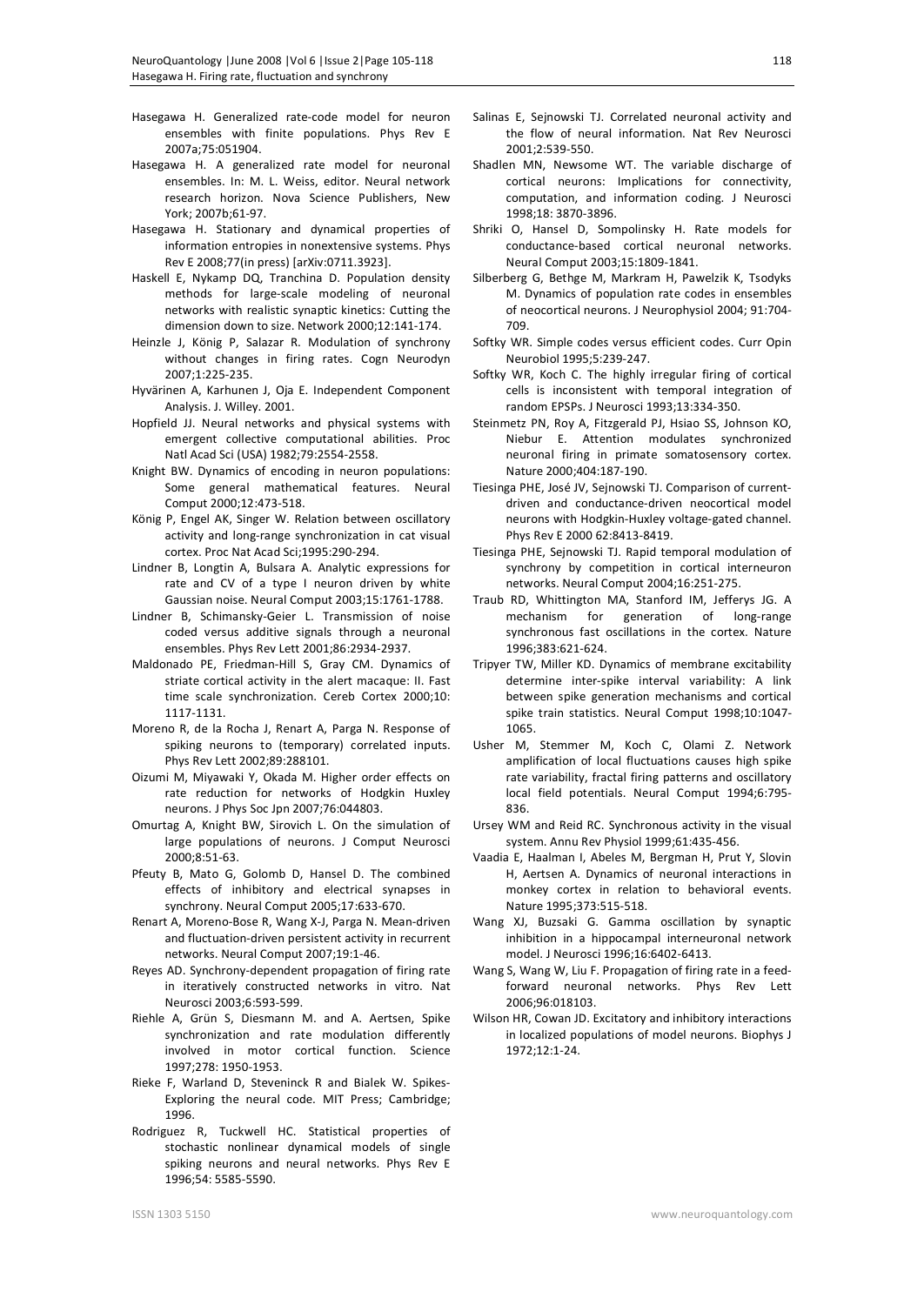Hasegawa H. Generalized rate-code model for neuron ensembles with finite populations. Phys Rev E 2007a;75:051904.

Hasegawa H. A generalized rate model for neuronal ensembles. In: M. L. Weiss, editor. Neural network research horizon. Nova Science Publishers, New York; 2007b;61-97.

Hasegawa H. Stationary and dynamical properties of information entropies in nonextensive systems. Phys Rev E 2008;77(in press) [arXiv:0711.3923].

Haskell E, Nykamp DQ, Tranchina D. Population density methods for large-scale modeling of neuronal networks with realistic synaptic kinetics: Cutting the dimension down to size. Network 2000;12:141-174.

Heinzle J, König P, Salazar R. Modulation of synchrony without changes in firing rates. Cogn Neurodyn 2007;1:225-235.

Hyvärinen A, Karhunen J, Oja E. Independent Component Analysis. J. Willey. 2001.

Hopfield JJ. Neural networks and physical systems with emergent collective computational abilities. Proc Natl Acad Sci (USA) 1982;79:2554-2558.

Knight BW. Dynamics of encoding in neuron populations: Some general mathematical features. Neural Comput 2000;12:473-518.

König P, Engel AK, Singer W. Relation between oscillatory activity and long-range synchronization in cat visual cortex. Proc Nat Acad Sci;1995:290-294.

Lindner B, Longtin A, Bulsara A. Analytic expressions for rate and CV of a type I neuron driven by white Gaussian noise. Neural Comput 2003;15:1761-1788.

Lindner B, Schimansky-Geier L. Transmission of noise coded versus additive signals through a neuronal ensembles. Phys Rev Lett 2001;86:2934-2937.

Maldonado PE, Friedman-Hill S, Gray CM. Dynamics of striate cortical activity in the alert macaque: II. Fast time scale synchronization. Cereb Cortex 2000;10: 1117-1131.

Moreno R, de la Rocha J, Renart A, Parga N. Response of spiking neurons to (temporary) correlated inputs. Phys Rev Lett 2002;89:288101.

Oizumi M, Miyawaki Y, Okada M. Higher order effects on rate reduction for networks of Hodgkin Huxley neurons. J Phys Soc Jpn 2007;76:044803.

Omurtag A, Knight BW, Sirovich L. On the simulation of large populations of neurons. J Comput Neurosci 2000;8:51-63.

Pfeuty B, Mato G, Golomb D, Hansel D. The combined effects of inhibitory and electrical synapses in synchrony. Neural Comput 2005;17:633-670.

Renart A, Moreno-Bose R, Wang X-J, Parga N. Mean-driven and fluctuation-driven persistent activity in recurrent networks. Neural Comput 2007;19:1-46.

Reyes AD. Synchrony-dependent propagation of firing rate in iteratively constructed networks in vitro. Nat Neurosci 2003;6:593-599.

Riehle A, Grün S, Diesmann M. and A. Aertsen, Spike synchronization and rate modulation differently involved in motor cortical function. Science 1997;278: 1950-1953.

Rieke F, Warland D, Steveninck R and Bialek W. Spikes-Exploring the neural code. MIT Press; Cambridge; 1996.

Rodriguez R, Tuckwell HC. Statistical properties of stochastic nonlinear dynamical models of single spiking neurons and neural networks. Phys Rev E 1996;54: 5585-5590.

Salinas E, Sejnowski TJ. Correlated neuronal activity and the flow of neural information. Nat Rev Neurosci 2001;2:539-550.

Shadlen MN, Newsome WT. The variable discharge of cortical neurons: Implications for connectivity, computation, and information coding. J Neurosci 1998;18: 3870-3896.

Shriki O, Hansel D, Sompolinsky H. Rate models for conductance-based cortical neuronal networks. Neural Comput 2003;15:1809-1841.

Silberberg G, Bethge M, Markram H, Pawelzik K, Tsodyks M. Dynamics of population rate codes in ensembles of neocortical neurons. J Neurophysiol 2004; 91:704-709.

Softky WR. Simple codes versus efficient codes. Curr Opin Neurobiol 1995;5:239-247.

Softky WR, Koch C. The highly irregular firing of cortical cells is inconsistent with temporal integration of random EPSPs. J Neurosci 1993;13:334-350.

Steinmetz PN, Roy A, Fitzgerald PJ, Hsiao SS, Johnson KO, Niebur E. Attention modulates synchronized neuronal firing in primate somatosensory cortex. Nature 2000;404:187-190.

Tiesinga PHE, José JV, Sejnowski TJ. Comparison of current-driven and conductance-driven neocortical model neurons with Hodgkin-Huxley voltage-gated channel. Phys Rev E 2000 62:8413-8419.

Tiesinga PHE, Sejnowski TJ. Rapid temporal modulation of synchrony by competition in cortical interneuron networks. Neural Comput 2004;16:251-275.

Traub RD, Whittington MA, Stanford IM, Jefferys JG. A mechanism for generation of long-range synchronous fast oscillations in the cortex. Nature 1996;383:621-624.

Tripyer TW, Miller KD. Dynamics of membrane excitability determine inter-spike interval variability: A link between spike generation mechanisms and cortical spike train statistics. Neural Comput 1998;10:1047-1065.

Usher M, Stemmer M, Koch C, Olami Z. Network amplification of local fluctuations causes high spike rate variability, fractal firing patterns and oscillatory local field potentials. Neural Comput 1994;6:795-836.

Ursey WM and Reid RC. Synchronous activity in the visual system. Annu Rev Physiol 1999;61:435-456.

Vaadia E, Haalman I, Abeles M, Bergman H, Prut Y, Slovin H, Aertsen A. Dynamics of neuronal interactions in monkey cortex in relation to behavioral events. Nature 1995;373:515-518.

Wang XJ, Buzsaki G. Gamma oscillation by synaptic inhibition in a hippocampal interneuronal network model. J Neurosci 1996;16:6402-6413.

Wang S, Wang W, Liu F. Propagation of firing rate in a feed-forward neuronal networks. Phys Rev Lett 2006;96:018103.

Wilson HR, Cowan JD. Excitatory and inhibitory interactions in localized populations of model neurons. Biophys J 1972;12:1-24.